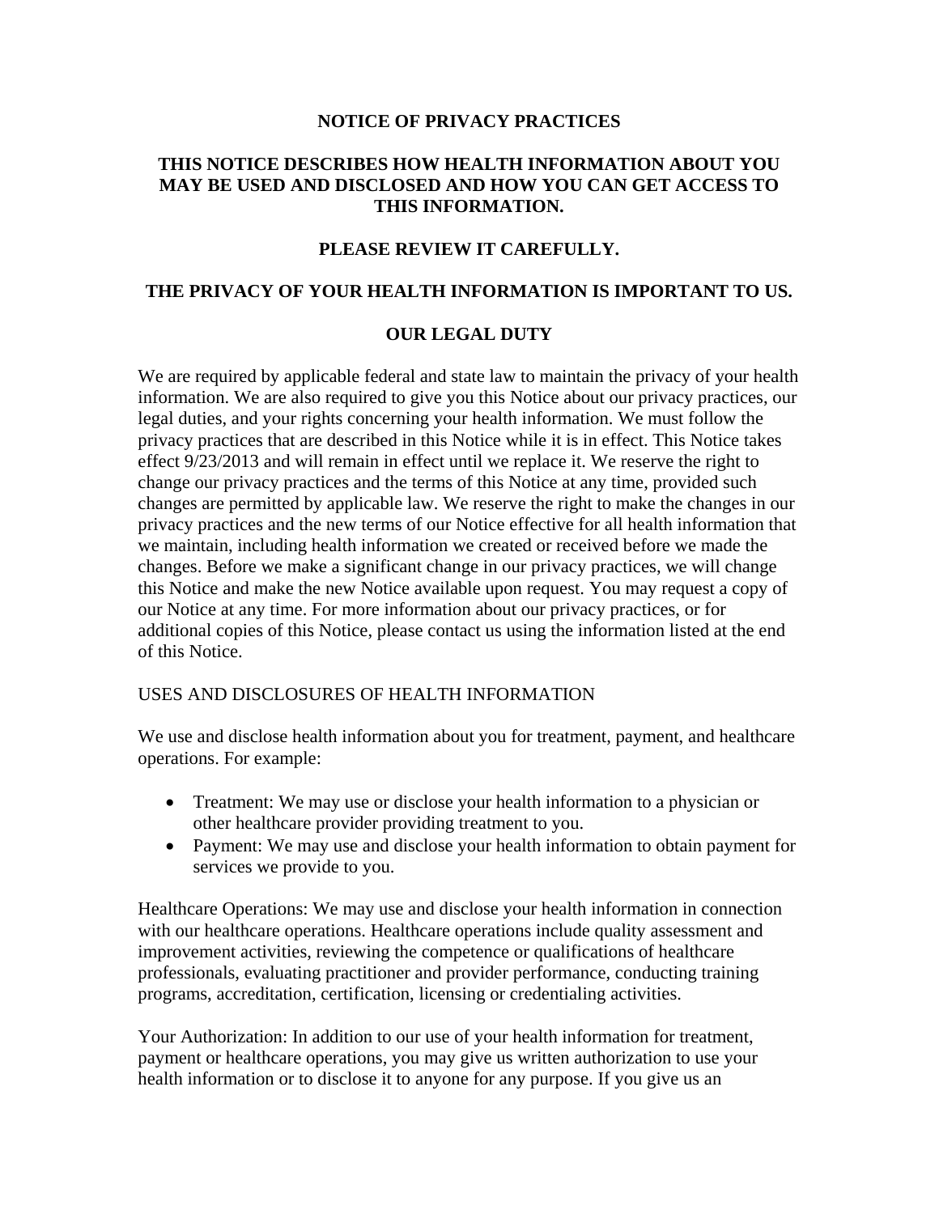# NOTICE OF PRIVACY PRACTICES

## THIS NOTICE DESCRIBES HOW HEALTH INFORMATION ABOUT YOU MAY BE USED AND DISCLOSED AND HOW YOU CAN GET ACCESS TO THIS INFORMATION.

## PLEASE REVIEW IT CAREFULLY.

## THE PRIVACY OF YOUR HEALTH INFORMATION IS IMPORTANT TO US.

## OUR LEGAL DUTY

We are required by applicable federal and state law to maintain the privacy of your health information. We are also required to give you this Notice about our privacy practices, our legal duties, and your rights concerning your health information. We must follow the privacy practices that are described in this Notice while it is in effect. This Notice takes effect 9/23/2013 and will remain in effect until we replace it. We reserve the right to change our privacy practices and the terms of this Notice at any time, provided such changes are permitted by applicable law. We reserve the right to make the changes in our privacy practices and the new terms of our Notice effective for all health information that we maintain, including health information we created or received before we made the changes. Before we make a significant change in our privacy practices, we will change this Notice and make the new Notice available upon request. You may request a copy of our Notice at any time. For more information about our privacy practices, or for additional copies of this Notice, please contact us using the information listed at the end of this Notice.

USES AND DISCLOSURES OF HEALTH INFORMATION

We use and disclose health information about you for treatment, payment, and healthcare operations. For example:

- Treatment: We may use or disclose your health information to a physician or other healthcare provider providing treatment to you.
- Payment: We may use and disclose your health information to obtain payment for services we provide to you.

Healthcare Operations: We may use and disclose your health information in connection with our healthcare operations. Healthcare operations include quality assessment and improvement activities, reviewing the competence or qualifications of healthcare professionals, evaluating practitioner and provider performance, conducting training programs, accreditation, certification, licensing or credentialing activities.

Your Authorization: In addition to our use of your health information for treatment, payment or healthcare operations, you may give us written authorization to use your health information or to disclose it to anyone for any purpose. If you give us an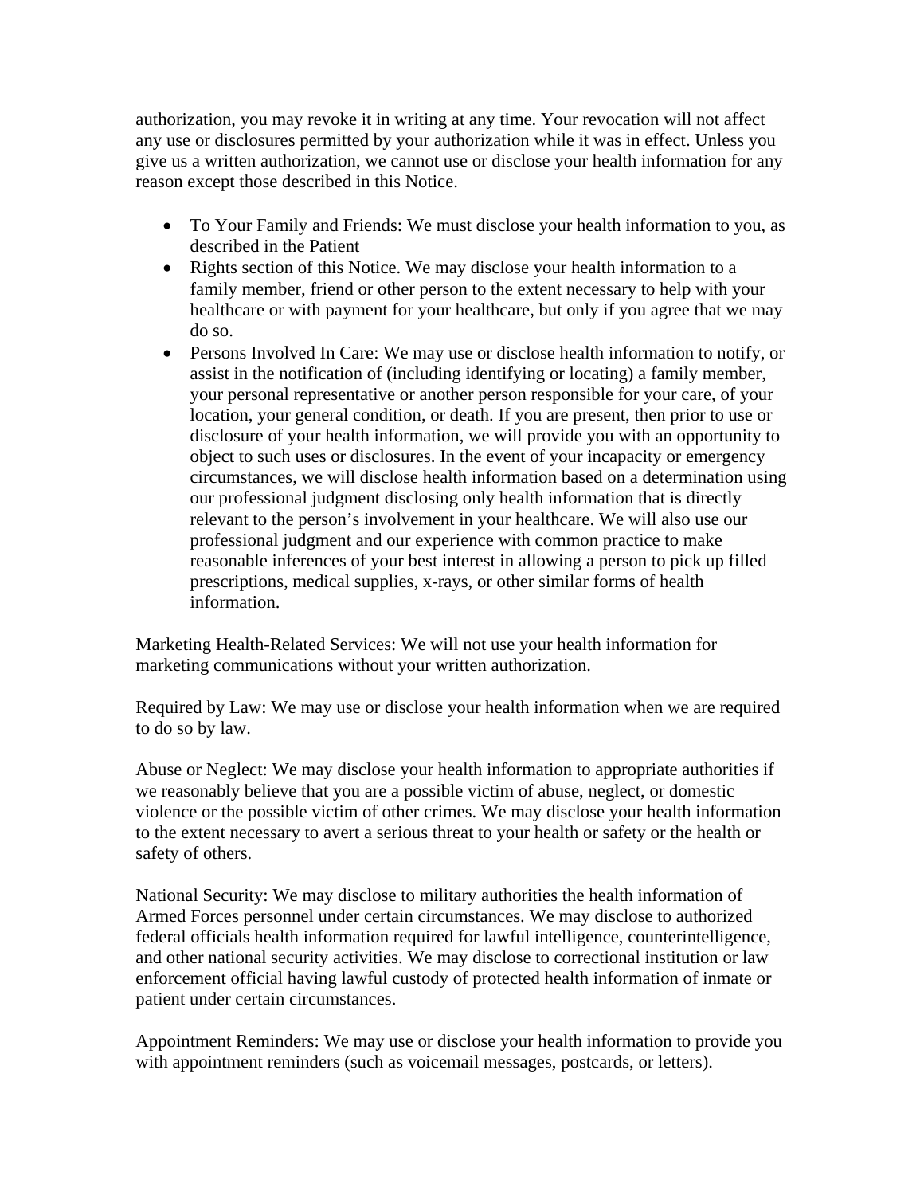authorization, you may revoke it in writing at any time. Your revocation will not affect any use or disclosures permitted by your authorization while it was in effect. Unless you give us a written authorization, we cannot use or disclose your health information for any reason except those described in this Notice.

- To Your Family and Friends: We must disclose your health information to you, as described in the Patient
- Rights section of this Notice. We may disclose your health information to a family member, friend or other person to the extent necessary to help with your healthcare or with payment for your healthcare, but only if you agree that we may do so.
- Persons Involved In Care: We may use or disclose health information to notify, or assist in the notification of (including identifying or locating) a family member, your personal representative or another person responsible for your care, of your location, your general condition, or death. If you are present, then prior to use or disclosure of your health information, we will provide you with an opportunity to object to such uses or disclosures. In the event of your incapacity or emergency circumstances, we will disclose health information based on a determination using our professional judgment disclosing only health information that is directly relevant to the person's involvement in your healthcare. We will also use our professional judgment and our experience with common practice to make reasonable inferences of your best interest in allowing a person to pick up filled prescriptions, medical supplies, x-rays, or other similar forms of health information.

Marketing Health-Related Services: We will not use your health information for marketing communications without your written authorization.

Required by Law: We may use or disclose your health information when we are required to do so by law.

Abuse or Neglect: We may disclose your health information to appropriate authorities if we reasonably believe that you are a possible victim of abuse, neglect, or domestic violence or the possible victim of other crimes. We may disclose your health information to the extent necessary to avert a serious threat to your health or safety or the health or safety of others.

National Security: We may disclose to military authorities the health information of Armed Forces personnel under certain circumstances. We may disclose to authorized federal officials health information required for lawful intelligence, counterintelligence, and other national security activities. We may disclose to correctional institution or law enforcement official having lawful custody of protected health information of inmate or patient under certain circumstances.

Appointment Reminders: We may use or disclose your health information to provide you with appointment reminders (such as voicemail messages, postcards, or letters).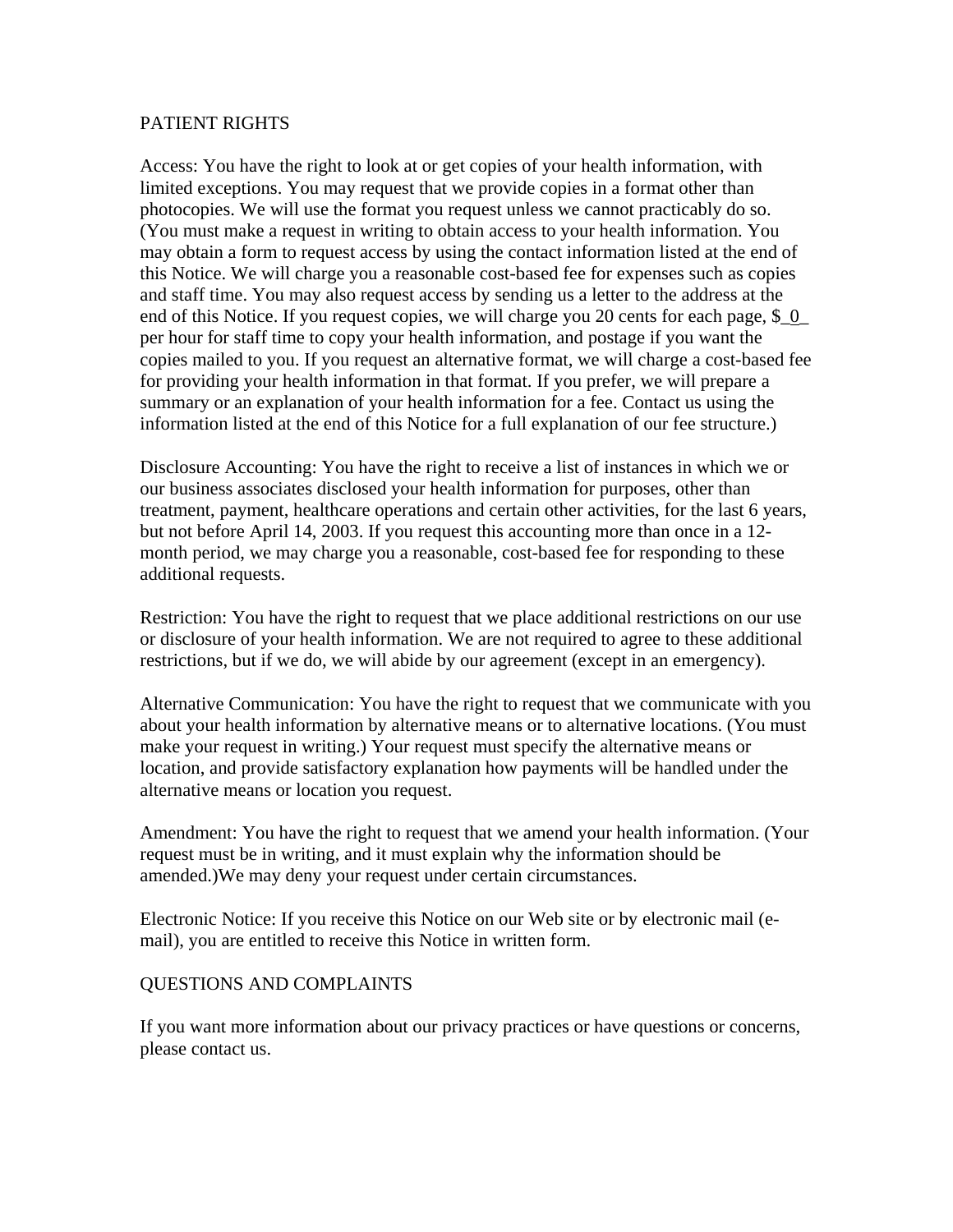## PATIENT RIGHTS

Access: You have the right to look at or get copies of your health information, with limited exceptions. You may request that we provide copies in a format other than photocopies. We will use the format you request unless we cannot practicably do so. (You must make a request in writing to obtain access to your health information. You may obtain a form to request access by using the contact information listed at the end of this Notice. We will charge you a reasonable cost-based fee for expenses such as copies and staff time. You may also request access by sending us a letter to the address at the end of this Notice. If you request copies, we will charge you 20 cents for each page, $_0_ per hour for staff time to copy your health information, and postage if you want the copies mailed to you. If you request an alternative format, we will charge a cost-based fee for providing your health information in that format. If you prefer, we will prepare a summary or an explanation of your health information for a fee. Contact us using the information listed at the end of this Notice for a full explanation of our fee structure.)

Disclosure Accounting: You have the right to receive a list of instances in which we or our business associates disclosed your health information for purposes, other than treatment, payment, healthcare operations and certain other activities, for the last 6 years, but not before April 14, 2003. If you request this accounting more than once in a 12-month period, we may charge you a reasonable, cost-based fee for responding to these additional requests.

Restriction: You have the right to request that we place additional restrictions on our use or disclosure of your health information. We are not required to agree to these additional restrictions, but if we do, we will abide by our agreement (except in an emergency).

Alternative Communication: You have the right to request that we communicate with you about your health information by alternative means or to alternative locations. (You must make your request in writing.) Your request must specify the alternative means or location, and provide satisfactory explanation how payments will be handled under the alternative means or location you request.

Amendment: You have the right to request that we amend your health information. (Your request must be in writing, and it must explain why the information should be amended.)We may deny your request under certain circumstances.

Electronic Notice: If you receive this Notice on our Web site or by electronic mail (e-mail), you are entitled to receive this Notice in written form.

## QUESTIONS AND COMPLAINTS

If you want more information about our privacy practices or have questions or concerns, please contact us.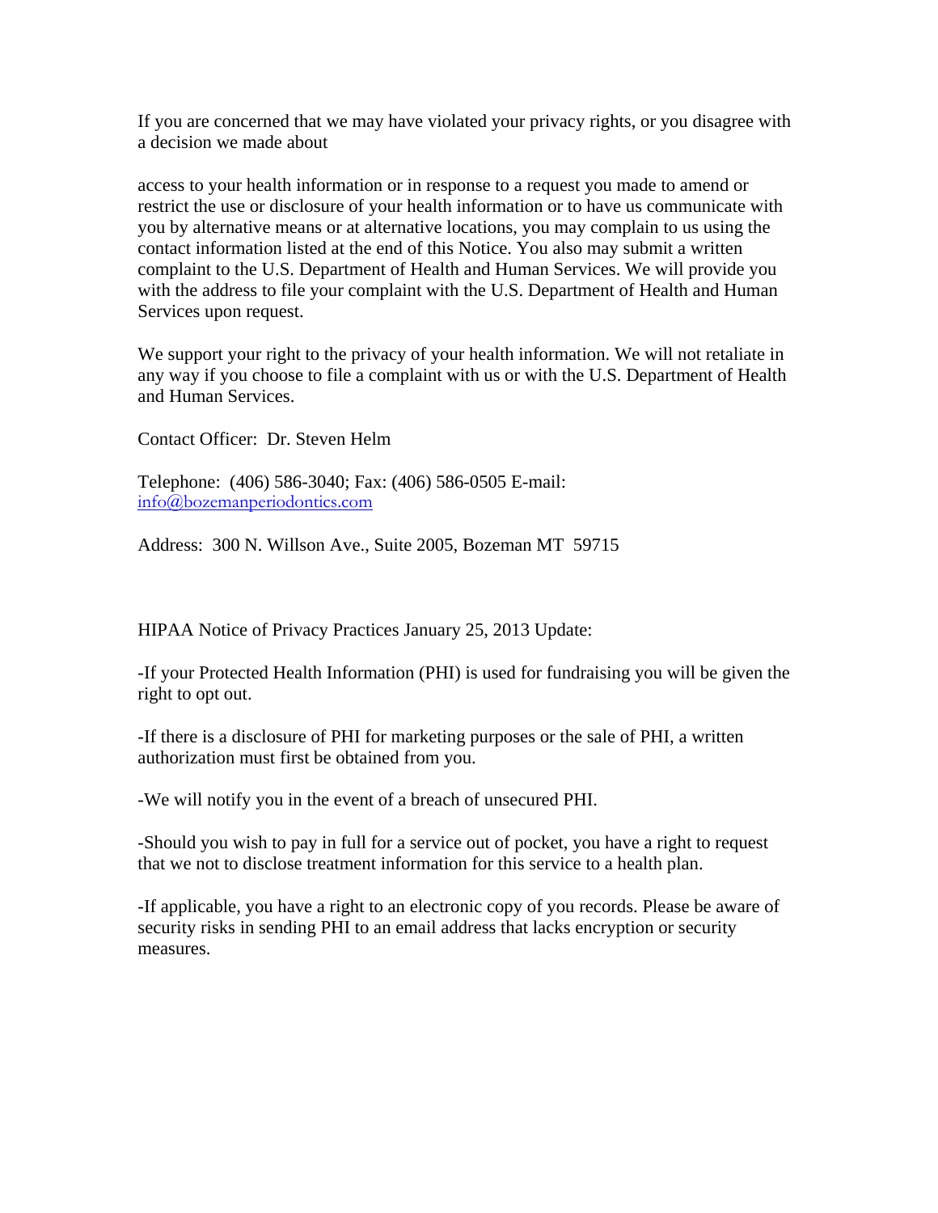If you are concerned that we may have violated your privacy rights, or you disagree with a decision we made about

access to your health information or in response to a request you made to amend or restrict the use or disclosure of your health information or to have us communicate with you by alternative means or at alternative locations, you may complain to us using the contact information listed at the end of this Notice. You also may submit a written complaint to the U.S. Department of Health and Human Services. We will provide you with the address to file your complaint with the U.S. Department of Health and Human Services upon request.

We support your right to the privacy of your health information. We will not retaliate in any way if you choose to file a complaint with us or with the U.S. Department of Health and Human Services.

Contact Officer: Dr. Steven Helm

Telephone: (406) 586-3040; Fax: (406) 586-0505 E-mail: info@bozemanperiodontics.com

Address: 300 N. Willson Ave., Suite 2005, Bozeman MT 59715

HIPAA Notice of Privacy Practices January 25, 2013 Update:

-If your Protected Health Information (PHI) is used for fundraising you will be given the right to opt out.

-If there is a disclosure of PHI for marketing purposes or the sale of PHI, a written authorization must first be obtained from you.

-We will notify you in the event of a breach of unsecured PHI.

-Should you wish to pay in full for a service out of pocket, you have a right to request that we not to disclose treatment information for this service to a health plan.

-If applicable, you have a right to an electronic copy of you records. Please be aware of security risks in sending PHI to an email address that lacks encryption or security measures.